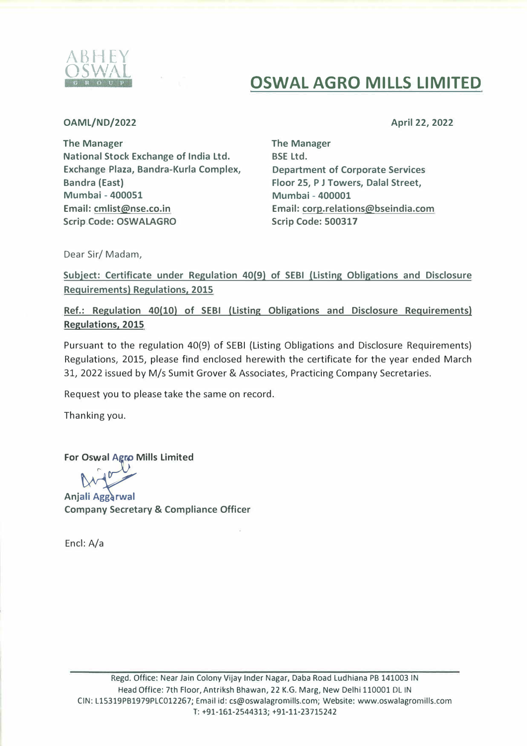ABHEY OSWAL GROUP

# OSWAL AGRO MILLS LIMITED

**OAML/ND/2022**

**April 22, 2022**

**The Manager**
**National Stock Exchange of India Ltd.**
**Exchange Plaza, Bandra-Kurla Complex,**
**Bandra (East)**
**Mumbai - 400051**
**Email: cmlist@nse.co.in**
**Scrip Code: OSWALAGRO**

**The Manager**
**BSE Ltd.**
**Department of Corporate Services**
**Floor 25, P J Towers, Dalal Street,**
**Mumbai - 400001**
**Email: corp.relations@bseindia.com**
**Scrip Code: 500317**

Dear Sir/ Madam,

**Subject: Certificate under Regulation 40(9) of SEBI (Listing Obligations and Disclosure Requirements) Regulations, 2015**

**Ref.: Regulation 40(10) of SEBI (Listing Obligations and Disclosure Requirements) Regulations, 2015**

Pursuant to the regulation 40(9) of SEBI (Listing Obligations and Disclosure Requirements) Regulations, 2015, please find enclosed herewith the certificate for the year ended March 31, 2022 issued by M/s Sumit Grover & Associates, Practicing Company Secretaries.

Request you to please take the same on record.

Thanking you.

**For Oswal Agro Mills Limited**

**Anjali Aggarwal**
**Company Secretary & Compliance Officer**

Encl: A/a

Regd. Office: Near Jain Colony Vijay Inder Nagar, Daba Road Ludhiana PB 141003 IN
Head Office: 7th Floor, Antriksh Bhawan, 22 K.G. Marg, New Delhi 110001 DL IN
CIN: L15319PB1979PLC012267; Email id: cs@oswalagromills.com; Website: www.oswalagromills.com
T: +91-161-2544313; +91-11-23715242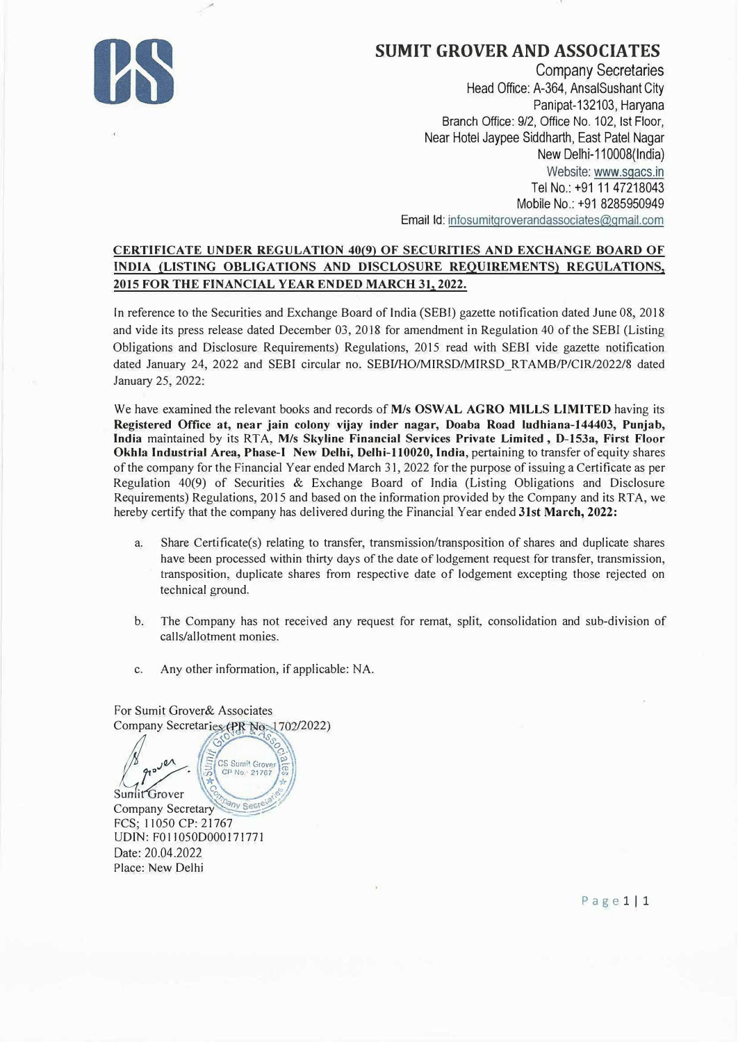# SUMIT GROVER AND ASSOCIATES

Company Secretaries
Head Office: A-364, AnsalSushant City
Panipat-132103, Haryana
Branch Office: 9/2, Office No. 102, Ist Floor,
Near Hotel Jaypee Siddharth, East Patel Nagar
New Delhi-110008(India)
Website: www.sgacs.in
Tel No.: +91 11 47218043
Mobile No.: +91 8285950949
Email Id: infosumitgroverandassociates@gmail.com

**CERTIFICATE UNDER REGULATION 40(9) OF SECURITIES AND EXCHANGE BOARD OF INDIA (LISTING OBLIGATIONS AND DISCLOSURE REQUIREMENTS) REGULATIONS, 2015 FOR THE FINANCIAL YEAR ENDED MARCH 31, 2022.**

In reference to the Securities and Exchange Board of India (SEBI) gazette notification dated June 08, 2018 and vide its press release dated December 03, 2018 for amendment in Regulation 40 of the SEBI (Listing Obligations and Disclosure Requirements) Regulations, 2015 read with SEBI vide gazette notification dated January 24, 2022 and SEBI circular no. SEBI/HO/MIRSD/MIRSD_RTAMB/P/CIR/2022/8 dated January 25, 2022:

We have examined the relevant books and records of **M/s OSWAL AGRO MILLS LIMITED** having its **Registered Office at, near jain colony vijay inder nagar, Doaba Road ludhiana-144403, Punjab, India** maintained by its RTA, **M/s Skyline Financial Services Private Limited , D-153a, First Floor Okhla Industrial Area, Phase-I New Delhi, Delhi-110020, India**, pertaining to transfer of equity shares of the company for the Financial Year ended March 31, 2022 for the purpose of issuing a Certificate as per Regulation 40(9) of Securities & Exchange Board of India (Listing Obligations and Disclosure Requirements) Regulations, 2015 and based on the information provided by the Company and its RTA, we hereby certify that the company has delivered during the Financial Year ended **31st March, 2022:**

a. Share Certificate(s) relating to transfer, transmission/transposition of shares and duplicate shares have been processed within thirty days of the date of lodgement request for transfer, transmission, transposition, duplicate shares from respective date of lodgement excepting those rejected on technical ground.

b. The Company has not received any request for remat, split, consolidation and sub-division of calls/allotment monies.

c. Any other information, if applicable: NA.

For Sumit Grover& Associates
Company Secretaries (PR No: 1702/2022)

Sumit Grover
Company Secretary
FCS; 11050 CP: 21767
UDIN: F011050D000171771
Date: 20.04.2022
Place: New Delhi